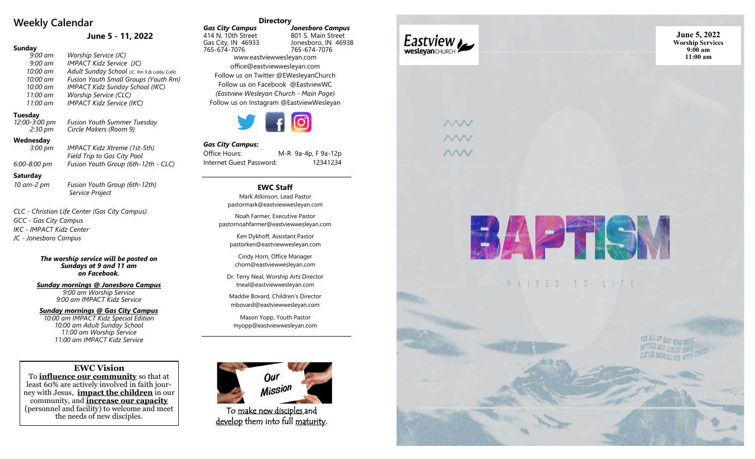## Weekly Calendar

### June 5 - 11, 2022

**Sunday**

| | |
|---|---|
| *9:00 am* | *Worship Service (JC)* |
| *9:00 am* | *IMPACT Kidz Service (JC)* |
| *10:00 am* | *Adult Sunday School (JC, Rm 9 & Lobby Café)* |
| *10:00 am* | *Fusion Youth Small Groups (Youth Rm)* |
| *10:00 am* | *IMPACT Kidz Sunday School (IKC)* |
| *11:00 am* | *Worship Service (CLC)* |
| *11:00 am* | *IMPACT Kidz Service (IKC)* |

**Tuesday**

| | |
|---|---|
| *12:00-3:00 pm* | *Fusion Youth Summer Tuesday* |
| *2:30 pm* | *Circle Makers (Room 9)* |

**Wednesday**

| | |
|---|---|
| *3:00 pm* | *IMPACT Kidz Xtreme (1st-5th) Field Trip to Gas City Pool* |
| *6:00-8:00 pm* | *Fusion Youth Group (6th-12th - CLC)* |

**Saturday**

| | |
|---|---|
| *10 am-2 pm* | *Fusion Youth Group (6th-12th) Service Project* |

*CLC - Christian Life Center (Gas City Campus)*
*GCC - Gas City Campus*
*IKC - IMPACT Kidz Center*
*JC - Jonesboro Campus*

***The worship service will be posted on Sundays at 9 and 11 am on Facebook.***

***Sunday mornings @ Jonesboro Campus***
*9:00 am Worship Service*
*9:00 am IMPACT Kidz Service*

***Sunday mornings @ Gas City Campus***
*10:00 am IMPACT Kidz Special Edition*
*10:00 am Adult Sunday School*
*11:00 am Worship Service*
*11:00 am IMPACT Kidz Service*

**EWC Vision**

To **influence our community** so that at least 60% are actively involved in faith journey with Jesus, **impact the children** in our community, and **increase our capacity** (personnel and facility) to welcome and meet the needs of new disciples.

**Directory**

***Gas City Campus***
414 N. 10th Street
Gas City, IN 46933
765-674-7076

***Jonesboro Campus***
801 S. Main Street
Jonesboro, IN 46938
765-674-7076

www.eastviewwesleyan.com
office@eastviewwesleyan.com
Follow us on Twitter @EWesleyanChurch
Follow us on Facebook @EastviewWC
*(Eastview Wesleyan Church - Main Page)*
Follow us on Instagram @EastviewWesleyan

***Gas City Campus:***

| | |
|---|---|
| Office Hours: | M-R 9a-4p, F 9a-12p |
| Internet Guest Password: | 12341234 |

**EWC Staff**

Mark Atkinson, Lead Pastor
pastormark@eastviewwesleyan.com

Noah Farmer, Executive Pastor
pastornoahfarmer@eastviewwesleyan.com

Ken Dykhoff, Assistant Pastor
pastorken@eastviewwesleyan.com

Cindy Horn, Office Manager
chorn@eastviewwesleyan.com

Dr. Terry Neal, Worship Arts Director
tneal@eastviewwesleyan.com

Maddie Bovard, Children's Director
mbovard@eastviewwesleyan.com

Mason Yopp, Youth Pastor
myopp@eastviewwesleyan.com

**Our Mission**

To make new disciples and develop them into full maturity.

Eastview wesleyan CHURCH

**June 5, 2022**
**Worship Services**
**9:00 am**
**11:00 am**

# BAPTISM

RAISED TO LIFE

FOR ALL OF YOU WHO WERE BAPTIZED INTO CHRIST HAVE CLOTHED YOURSELVES WITH CHRIST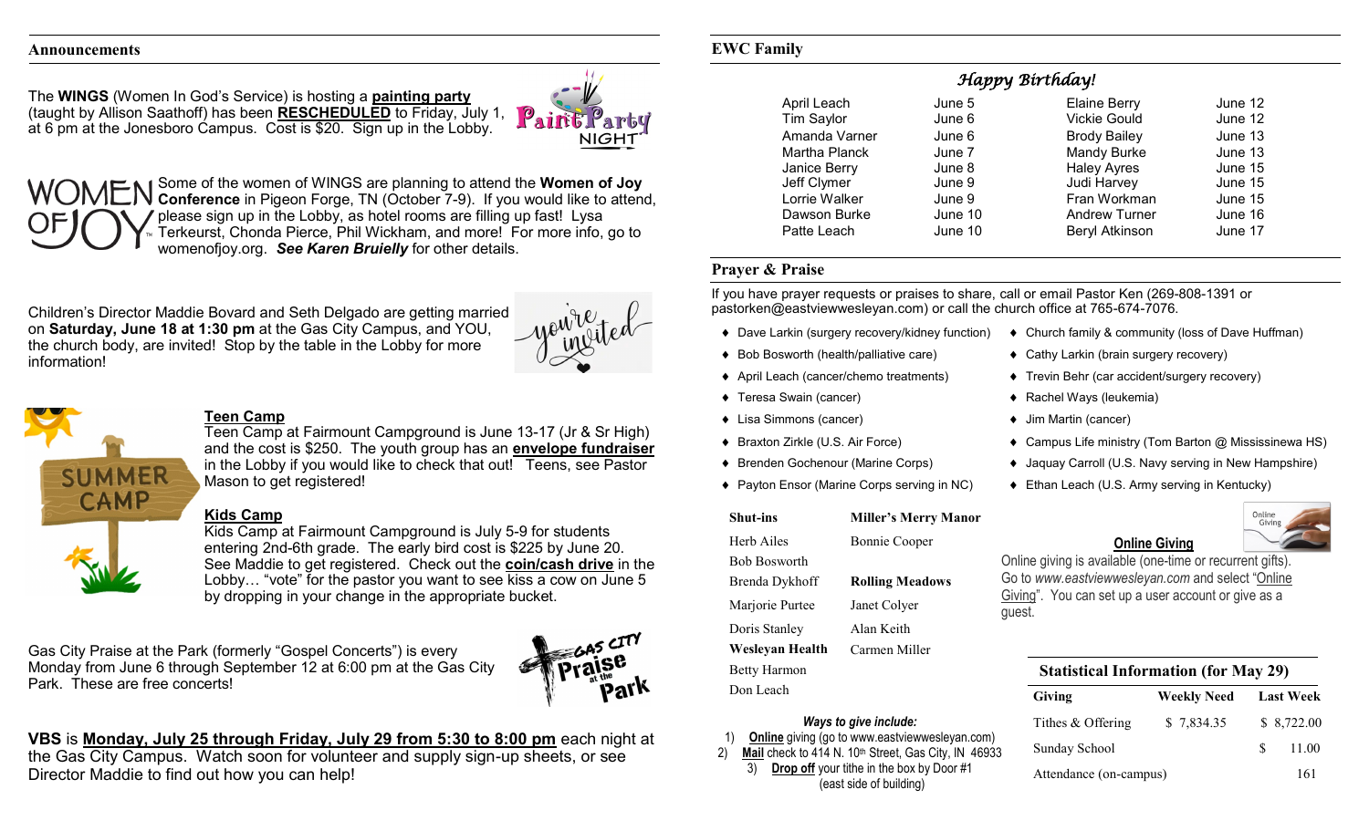## Announcements

The **WINGS** (Women In God's Service) is hosting a **painting party** (taught by Allison Saathoff) has been **RESCHEDULED** to Friday, July 1, at 6 pm at the Jonesboro Campus. Cost is $20. Sign up in the Lobby.

Some of the women of WINGS are planning to attend the **Women of Joy Conference** in Pigeon Forge, TN (October 7-9). If you would like to attend, please sign up in the Lobby, as hotel rooms are filling up fast! Lysa Terkeurst, Chonda Pierce, Phil Wickham, and more! For more info, go to womenofjoy.org. ***See Karen Bruielly*** for other details.

Children's Director Maddie Bovard and Seth Delgado are getting married on **Saturday, June 18 at 1:30 pm** at the Gas City Campus, and YOU, the church body, are invited! Stop by the table in the Lobby for more information!

**Teen Camp**

Teen Camp at Fairmount Campground is June 13-17 (Jr & Sr High) and the cost is $250. The youth group has an **envelope fundraiser** in the Lobby if you would like to check that out! Teens, see Pastor Mason to get registered!

**Kids Camp**

Kids Camp at Fairmount Campground is July 5-9 for students entering 2nd-6th grade. The early bird cost is $225 by June 20. See Maddie to get registered. Check out the **coin/cash drive** in the Lobby… "vote" for the pastor you want to see kiss a cow on June 5 by dropping in your change in the appropriate bucket.

Gas City Praise at the Park (formerly "Gospel Concerts") is every Monday from June 6 through September 12 at 6:00 pm at the Gas City Park. These are free concerts!

**VBS** is **Monday, July 25 through Friday, July 29 from 5:30 to 8:00 pm** each night at the Gas City Campus. Watch soon for volunteer and supply sign-up sheets, or see Director Maddie to find out how you can help!

## EWC Family

*Happy Birthday!*

| | | | |
|---|---|---|---|
| April Leach | June 5 | Elaine Berry | June 12 |
| Tim Saylor | June 6 | Vickie Gould | June 12 |
| Amanda Varner | June 6 | Brody Bailey | June 13 |
| Martha Planck | June 7 | Mandy Burke | June 13 |
| Janice Berry | June 8 | Haley Ayres | June 15 |
| Jeff Clymer | June 9 | Judi Harvey | June 15 |
| Lorrie Walker | June 9 | Fran Workman | June 15 |
| Dawson Burke | June 10 | Andrew Turner | June 16 |
| Patte Leach | June 10 | Beryl Atkinson | June 17 |

## Prayer & Praise

If you have prayer requests or praises to share, call or email Pastor Ken (269-808-1391 or pastorken@eastviewwesleyan.com) or call the church office at 765-674-7076.

- Dave Larkin (surgery recovery/kidney function)
- Bob Bosworth (health/palliative care)
- April Leach (cancer/chemo treatments)
- Teresa Swain (cancer)
- Lisa Simmons (cancer)
- Braxton Zirkle (U.S. Air Force)
- Brenden Gochenour (Marine Corps)
- Payton Ensor (Marine Corps serving in NC)
- Church family & community (loss of Dave Huffman)
- Cathy Larkin (brain surgery recovery)
- Trevin Behr (car accident/surgery recovery)
- Rachel Ways (leukemia)
- Jim Martin (cancer)
- Campus Life ministry (Tom Barton @ Mississinewa HS)
- Jaquay Carroll (U.S. Navy serving in New Hampshire)
- Ethan Leach (U.S. Army serving in Kentucky)

| Shut-ins | Miller's Merry Manor |
|---|---|
| Herb Ailes | Bonnie Cooper |
| Bob Bosworth | |
| Brenda Dykhoff | **Rolling Meadows** |
| Marjorie Purtee | Janet Colyer |
| Doris Stanley | Alan Keith |
| **Wesleyan Health** | Carmen Miller |
| Betty Harmon | |
| Don Leach | |

***Ways to give include:***

1) **Online** giving (go to www.eastviewwesleyan.com)
2) **Mail** check to 414 N. 10th Street, Gas City, IN 46933
3) **Drop off** your tithe in the box by Door #1 (east side of building)

**Online Giving**

Online giving is available (one-time or recurrent gifts). Go to *www.eastviewwesleyan.com* and select "Online Giving". You can set up a user account or give as a guest.

**Statistical Information (for May 29)**

| Giving | Weekly Need | Last Week |
|---|---|---|
| Tithes & Offering | $ 7,834.35 | $ 8,722.00 |
| Sunday School | | $ 11.00 |
| Attendance (on-campus) | | 161 |